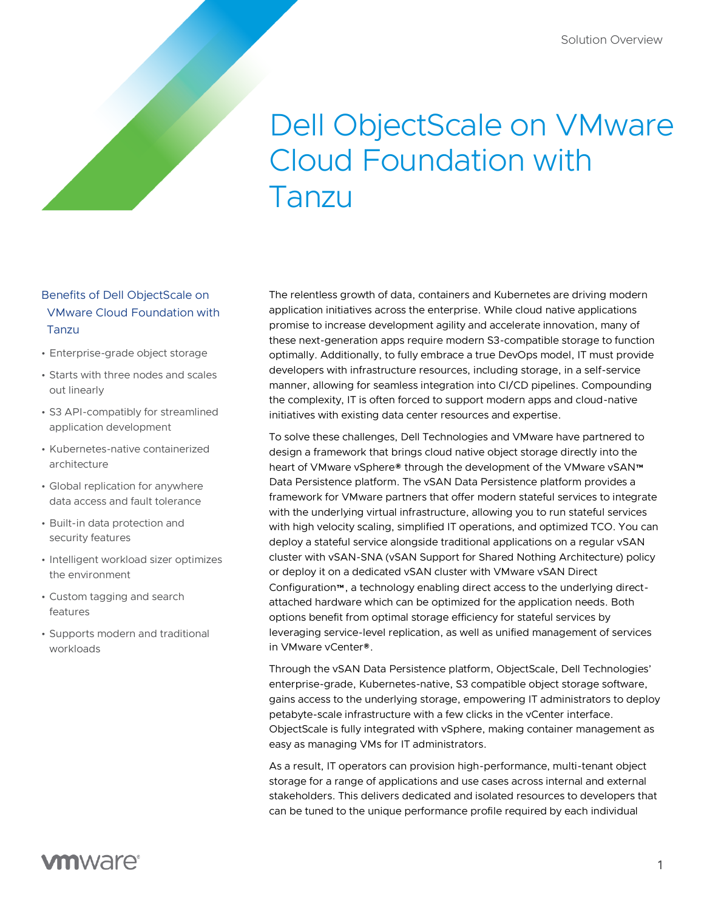# Dell ObjectScale on VMware Cloud Foundation with Tanzu

## Benefits of Dell ObjectScale on VMware Cloud Foundation with Tanzu

- Enterprise-grade object storage
- Starts with three nodes and scales out linearly
- S3 API-compatibly for streamlined application development
- Kubernetes-native containerized architecture
- Global replication for anywhere data access and fault tolerance
- Built-in data protection and security features
- Intelligent workload sizer optimizes the environment
- Custom tagging and search features
- Supports modern and traditional workloads

The relentless growth of data, containers and Kubernetes are driving modern application initiatives across the enterprise. While cloud native applications promise to increase development agility and accelerate innovation, many of these next-generation apps require modern S3-compatible storage to function optimally. Additionally, to fully embrace a true DevOps model, IT must provide developers with infrastructure resources, including storage, in a self-service manner, allowing for seamless integration into CI/CD pipelines. Compounding the complexity, IT is often forced to support modern apps and cloud-native initiatives with existing data center resources and expertise.

To solve these challenges, Dell Technologies and VMware have partnered to design a framework that brings cloud native object storage directly into the heart of VMware vSphere® through the development of the VMware vSAN™ Data Persistence platform. The vSAN Data Persistence platform provides a framework for VMware partners that offer modern stateful services to integrate with the underlying virtual infrastructure, allowing you to run stateful services with high velocity scaling, simplified IT operations, and optimized TCO. You can deploy a stateful service alongside traditional applications on a regular vSAN cluster with vSAN-SNA (vSAN Support for Shared Nothing Architecture) policy or deploy it on a dedicated vSAN cluster with VMware vSAN Direct Configuration™, a technology enabling direct access to the underlying direct-attached hardware which can be optimized for the application needs. Both options benefit from optimal storage efficiency for stateful services by leveraging service-level replication, as well as unified management of services in VMware vCenter®.

Through the vSAN Data Persistence platform, ObjectScale, Dell Technologies' enterprise-grade, Kubernetes-native, S3 compatible object storage software, gains access to the underlying storage, empowering IT administrators to deploy petabyte-scale infrastructure with a few clicks in the vCenter interface. ObjectScale is fully integrated with vSphere, making container management as easy as managing VMs for IT administrators.

As a result, IT operators can provision high-performance, multi-tenant object storage for a range of applications and use cases across internal and external stakeholders. This delivers dedicated and isolated resources to developers that can be tuned to the unique performance profile required by each individual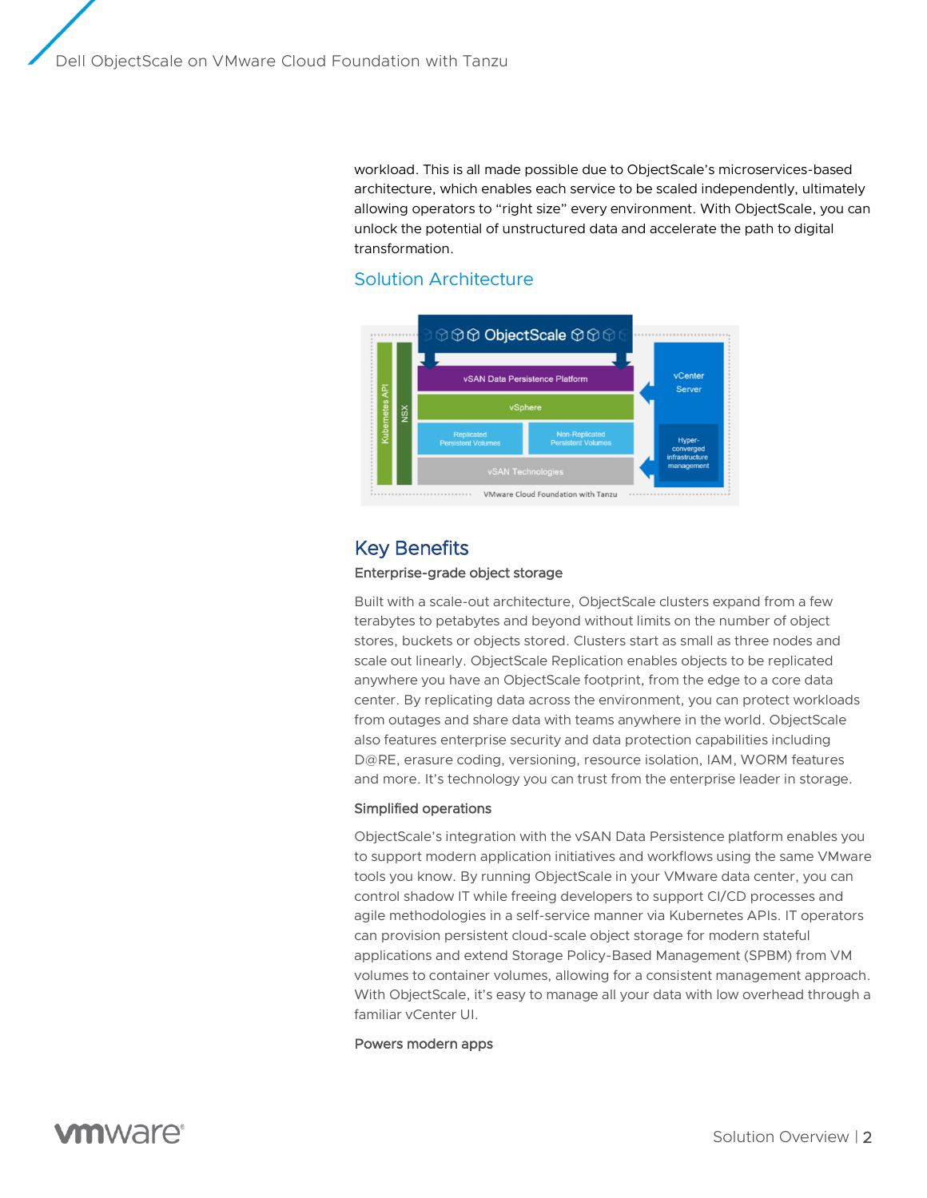workload. This is all made possible due to ObjectScale's microservices-based architecture, which enables each service to be scaled independently, ultimately allowing operators to "right size" every environment. With ObjectScale, you can unlock the potential of unstructured data and accelerate the path to digital transformation.

### Solution Architecture

## Key Benefits

### Enterprise-grade object storage

Built with a scale-out architecture, ObjectScale clusters expand from a few terabytes to petabytes and beyond without limits on the number of object stores, buckets or objects stored. Clusters start as small as three nodes and scale out linearly. ObjectScale Replication enables objects to be replicated anywhere you have an ObjectScale footprint, from the edge to a core data center. By replicating data across the environment, you can protect workloads from outages and share data with teams anywhere in the world. ObjectScale also features enterprise security and data protection capabilities including D@RE, erasure coding, versioning, resource isolation, IAM, WORM features and more. It's technology you can trust from the enterprise leader in storage.

### Simplified operations

ObjectScale's integration with the vSAN Data Persistence platform enables you to support modern application initiatives and workflows using the same VMware tools you know. By running ObjectScale in your VMware data center, you can control shadow IT while freeing developers to support CI/CD processes and agile methodologies in a self-service manner via Kubernetes APIs. IT operators can provision persistent cloud-scale object storage for modern stateful applications and extend Storage Policy-Based Management (SPBM) from VM volumes to container volumes, allowing for a consistent management approach. With ObjectScale, it's easy to manage all your data with low overhead through a familiar vCenter UI.

### Powers modern apps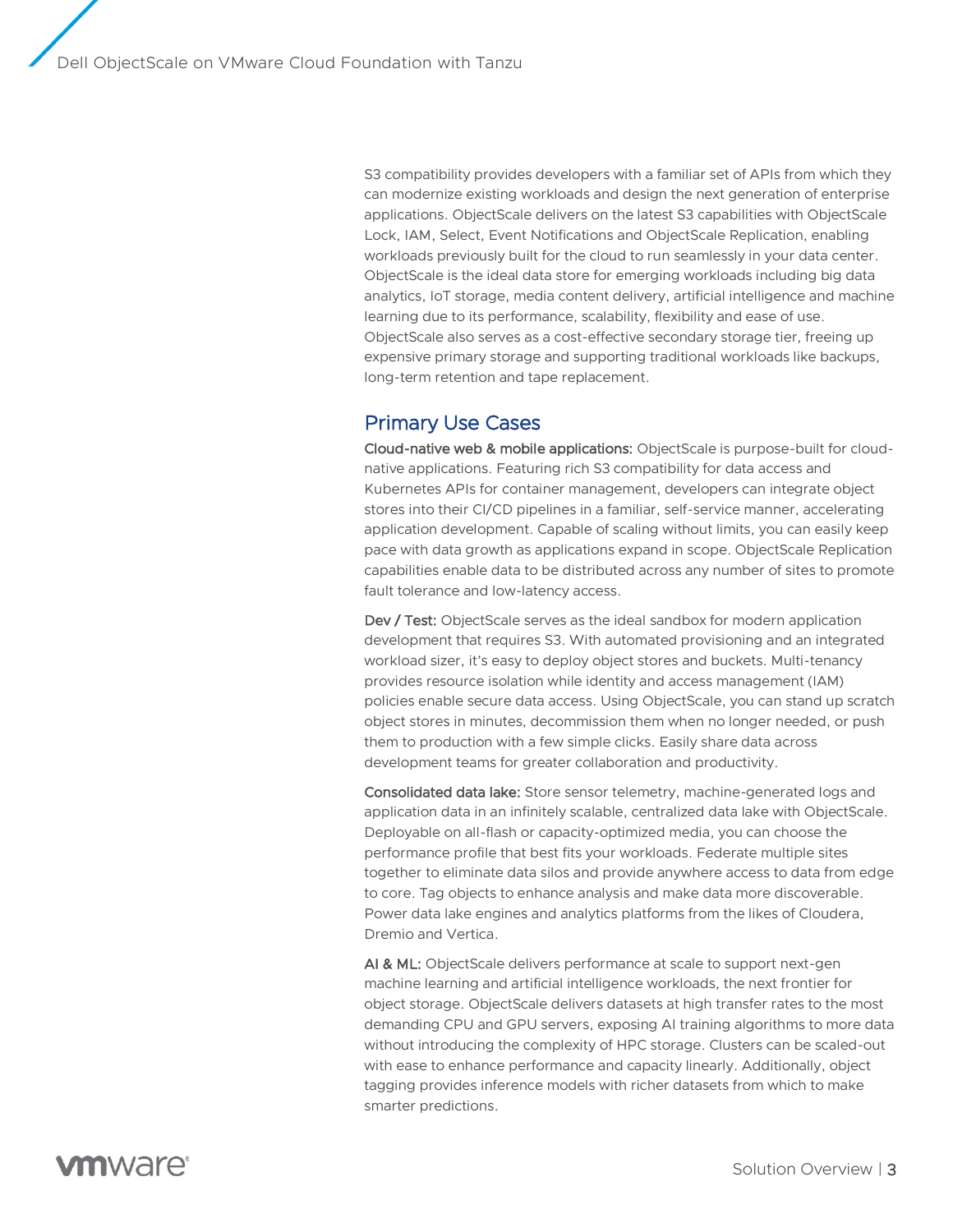S3 compatibility provides developers with a familiar set of APIs from which they can modernize existing workloads and design the next generation of enterprise applications. ObjectScale delivers on the latest S3 capabilities with ObjectScale Lock, IAM, Select, Event Notifications and ObjectScale Replication, enabling workloads previously built for the cloud to run seamlessly in your data center. ObjectScale is the ideal data store for emerging workloads including big data analytics, IoT storage, media content delivery, artificial intelligence and machine learning due to its performance, scalability, flexibility and ease of use. ObjectScale also serves as a cost-effective secondary storage tier, freeing up expensive primary storage and supporting traditional workloads like backups, long-term retention and tape replacement.

## Primary Use Cases

**Cloud-native web & mobile applications:** ObjectScale is purpose-built for cloud-native applications. Featuring rich S3 compatibility for data access and Kubernetes APIs for container management, developers can integrate object stores into their CI/CD pipelines in a familiar, self-service manner, accelerating application development. Capable of scaling without limits, you can easily keep pace with data growth as applications expand in scope. ObjectScale Replication capabilities enable data to be distributed across any number of sites to promote fault tolerance and low-latency access.

**Dev / Test:** ObjectScale serves as the ideal sandbox for modern application development that requires S3. With automated provisioning and an integrated workload sizer, it's easy to deploy object stores and buckets. Multi-tenancy provides resource isolation while identity and access management (IAM) policies enable secure data access. Using ObjectScale, you can stand up scratch object stores in minutes, decommission them when no longer needed, or push them to production with a few simple clicks. Easily share data across development teams for greater collaboration and productivity.

**Consolidated data lake:** Store sensor telemetry, machine-generated logs and application data in an infinitely scalable, centralized data lake with ObjectScale. Deployable on all-flash or capacity-optimized media, you can choose the performance profile that best fits your workloads. Federate multiple sites together to eliminate data silos and provide anywhere access to data from edge to core. Tag objects to enhance analysis and make data more discoverable. Power data lake engines and analytics platforms from the likes of Cloudera, Dremio and Vertica.

**AI & ML:** ObjectScale delivers performance at scale to support next-gen machine learning and artificial intelligence workloads, the next frontier for object storage. ObjectScale delivers datasets at high transfer rates to the most demanding CPU and GPU servers, exposing AI training algorithms to more data without introducing the complexity of HPC storage. Clusters can be scaled-out with ease to enhance performance and capacity linearly. Additionally, object tagging provides inference models with richer datasets from which to make smarter predictions.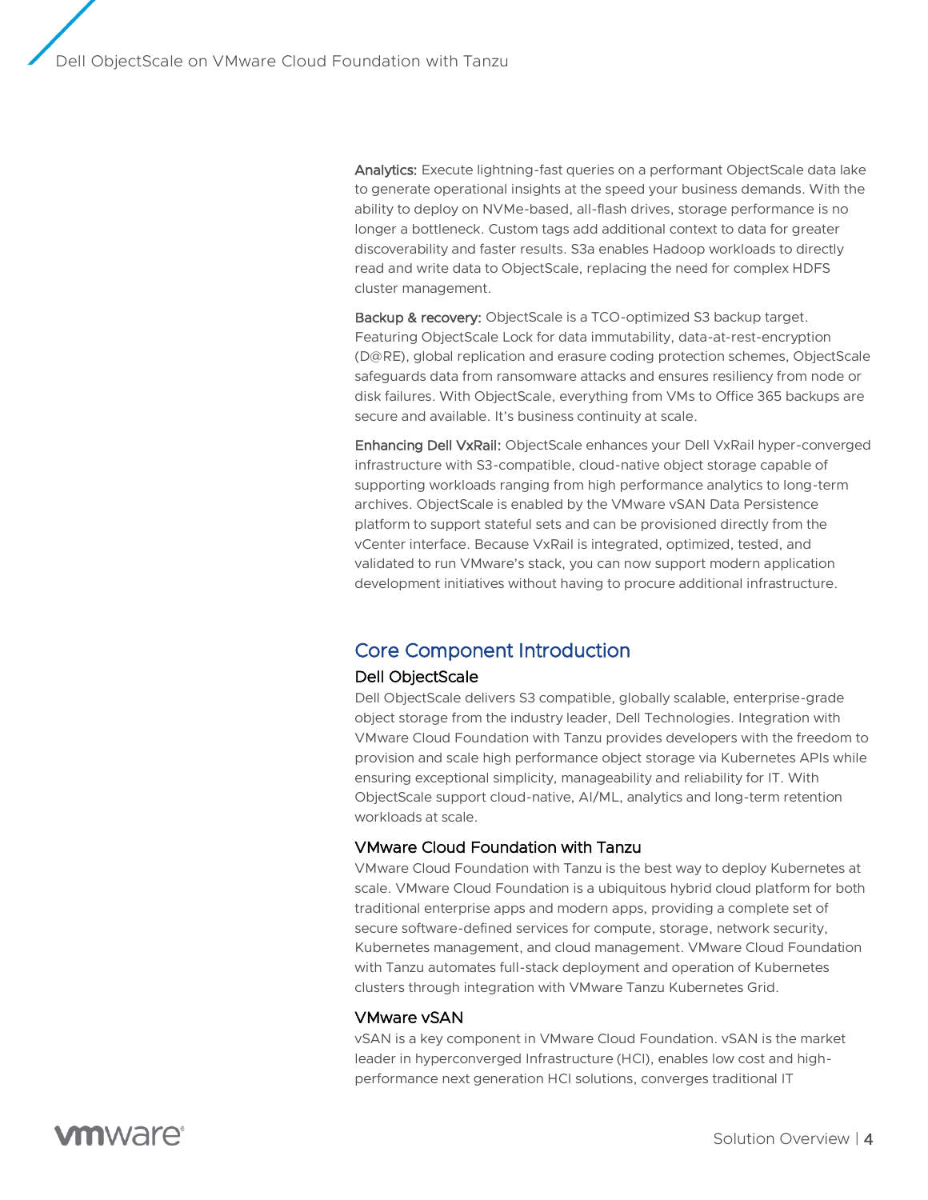**Analytics:** Execute lightning-fast queries on a performant ObjectScale data lake to generate operational insights at the speed your business demands. With the ability to deploy on NVMe-based, all-flash drives, storage performance is no longer a bottleneck. Custom tags add additional context to data for greater discoverability and faster results. S3a enables Hadoop workloads to directly read and write data to ObjectScale, replacing the need for complex HDFS cluster management.

**Backup & recovery:** ObjectScale is a TCO-optimized S3 backup target. Featuring ObjectScale Lock for data immutability, data-at-rest-encryption (D@RE), global replication and erasure coding protection schemes, ObjectScale safeguards data from ransomware attacks and ensures resiliency from node or disk failures. With ObjectScale, everything from VMs to Office 365 backups are secure and available. It's business continuity at scale.

**Enhancing Dell VxRail:** ObjectScale enhances your Dell VxRail hyper-converged infrastructure with S3-compatible, cloud-native object storage capable of supporting workloads ranging from high performance analytics to long-term archives. ObjectScale is enabled by the VMware vSAN Data Persistence platform to support stateful sets and can be provisioned directly from the vCenter interface. Because VxRail is integrated, optimized, tested, and validated to run VMware's stack, you can now support modern application development initiatives without having to procure additional infrastructure.

## Core Component Introduction

### Dell ObjectScale

Dell ObjectScale delivers S3 compatible, globally scalable, enterprise-grade object storage from the industry leader, Dell Technologies. Integration with VMware Cloud Foundation with Tanzu provides developers with the freedom to provision and scale high performance object storage via Kubernetes APIs while ensuring exceptional simplicity, manageability and reliability for IT. With ObjectScale support cloud-native, AI/ML, analytics and long-term retention workloads at scale.

### VMware Cloud Foundation with Tanzu

VMware Cloud Foundation with Tanzu is the best way to deploy Kubernetes at scale. VMware Cloud Foundation is a ubiquitous hybrid cloud platform for both traditional enterprise apps and modern apps, providing a complete set of secure software-defined services for compute, storage, network security, Kubernetes management, and cloud management. VMware Cloud Foundation with Tanzu automates full-stack deployment and operation of Kubernetes clusters through integration with VMware Tanzu Kubernetes Grid.

### VMware vSAN

vSAN is a key component in VMware Cloud Foundation. vSAN is the market leader in hyperconverged Infrastructure (HCI), enables low cost and high-performance next generation HCI solutions, converges traditional IT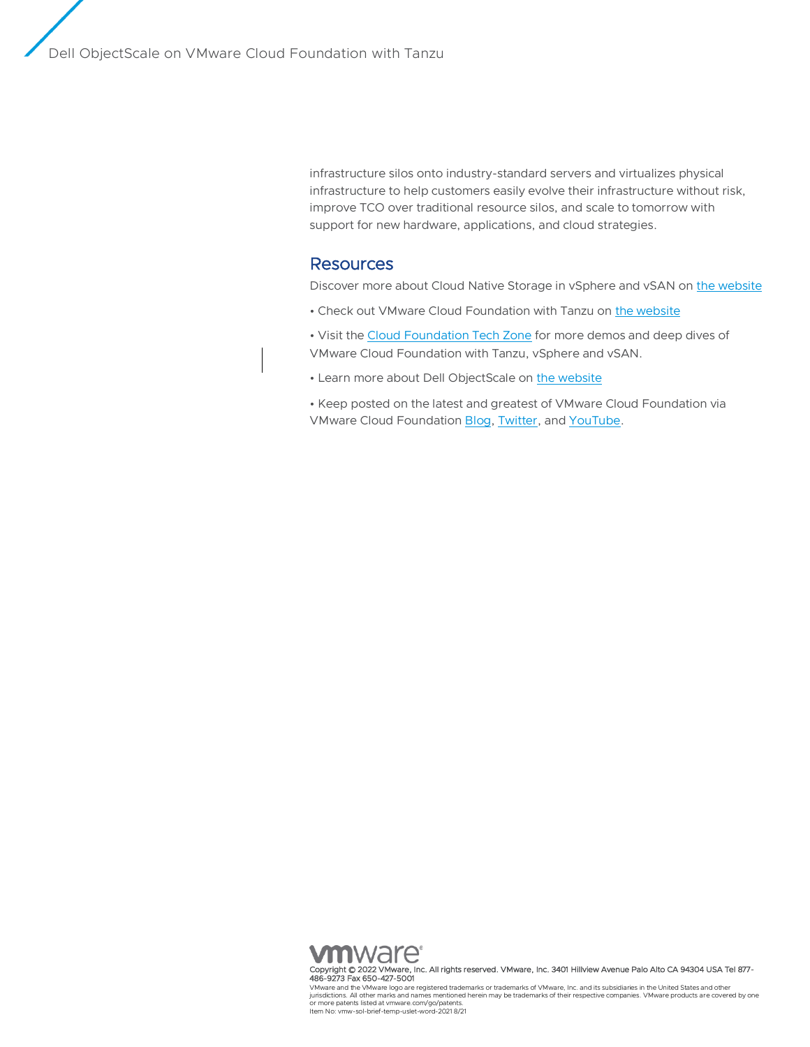infrastructure silos onto industry-standard servers and virtualizes physical infrastructure to help customers easily evolve their infrastructure without risk, improve TCO over traditional resource silos, and scale to tomorrow with support for new hardware, applications, and cloud strategies.

## Resources

Discover more about Cloud Native Storage in vSphere and vSAN on the website

• Check out VMware Cloud Foundation with Tanzu on the website

• Visit the Cloud Foundation Tech Zone for more demos and deep dives of VMware Cloud Foundation with Tanzu, vSphere and vSAN.

• Learn more about Dell ObjectScale on the website

• Keep posted on the latest and greatest of VMware Cloud Foundation via VMware Cloud Foundation Blog, Twitter, and YouTube.

vmware®

Copyright © 2022 VMware, Inc. All rights reserved. VMware, Inc. 3401 Hillview Avenue Palo Alto CA 94304 USA Tel 877-486-9273 Fax 650-427-5001
VMware and the VMware logo are registered trademarks or trademarks of VMware, Inc. and its subsidiaries in the United States and other jurisdictions. All other marks and names mentioned herein may be trademarks of their respective companies. VMware products are covered by one or more patents listed at vmware.com/go/patents.
Item No: vmw-sol-brief-temp-uslet-word-2021 8/21